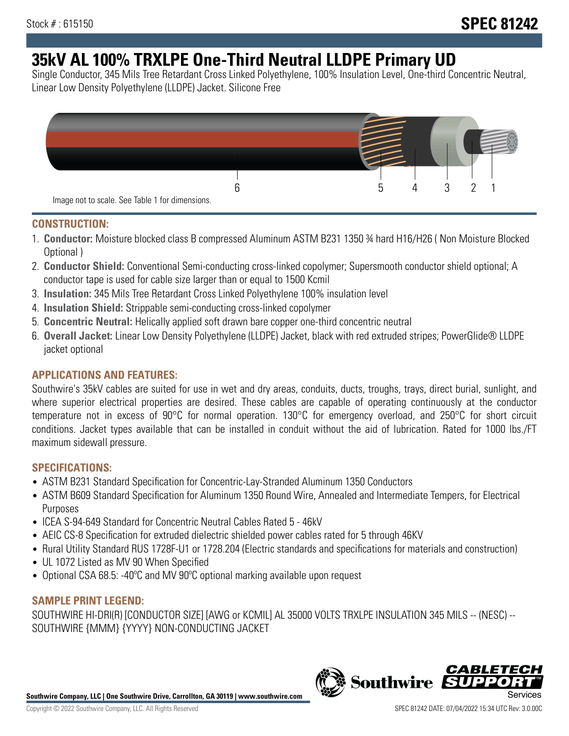Stock # : 615150

**SPEC 81242**

# 35kV AL 100% TRXLPE One-Third Neutral LLDPE Primary UD

Single Conductor, 345 Mils Tree Retardant Cross Linked Polyethylene, 100% Insulation Level, One-third Concentric Neutral, Linear Low Density Polyethylene (LLDPE) Jacket. Silicone Free

6 5 4 3 2 1

Image not to scale. See Table 1 for dimensions.

## CONSTRUCTION:

1. **Conductor:** Moisture blocked class B compressed Aluminum ASTM B231 1350 ¾ hard H16/H26 ( Non Moisture Blocked Optional )
2. **Conductor Shield:** Conventional Semi-conducting cross-linked copolymer; Supersmooth conductor shield optional; A conductor tape is used for cable size larger than or equal to 1500 Kcmil
3. **Insulation:** 345 Mils Tree Retardant Cross Linked Polyethylene 100% insulation level
4. **Insulation Shield:** Strippable semi-conducting cross-linked copolymer
5. **Concentric Neutral:** Helically applied soft drawn bare copper one-third concentric neutral
6. **Overall Jacket:** Linear Low Density Polyethylene (LLDPE) Jacket, black with red extruded stripes; PowerGlide® LLDPE jacket optional

## APPLICATIONS AND FEATURES:

Southwire's 35kV cables are suited for use in wet and dry areas, conduits, ducts, troughs, trays, direct burial, sunlight, and where superior electrical properties are desired. These cables are capable of operating continuously at the conductor temperature not in excess of 90°C for normal operation. 130°C for emergency overload, and 250°C for short circuit conditions. Jacket types available that can be installed in conduit without the aid of lubrication. Rated for 1000 lbs./FT maximum sidewall pressure.

## SPECIFICATIONS:

- ASTM B231 Standard Specification for Concentric-Lay-Stranded Aluminum 1350 Conductors
- ASTM B609 Standard Specification for Aluminum 1350 Round Wire, Annealed and Intermediate Tempers, for Electrical Purposes
- ICEA S-94-649 Standard for Concentric Neutral Cables Rated 5 - 46kV
- AEIC CS-8 Specification for extruded dielectric shielded power cables rated for 5 through 46KV
- Rural Utility Standard RUS 1728F-U1 or 1728.204 (Electric standards and specifications for materials and construction)
- UL 1072 Listed as MV 90 When Specified
- Optional CSA 68.5: -40ºC and MV 90ºC optional marking available upon request

## SAMPLE PRINT LEGEND:

SOUTHWIRE HI-DRI(R) [CONDUCTOR SIZE] [AWG or KCMIL] AL 35000 VOLTS TRXLPE INSULATION 345 MILS -- (NESC) -- SOUTHWIRE {MMM} {YYYY} NON-CONDUCTING JACKET

**Southwire Company, LLC | One Southwire Drive, Carrollton, GA 30119 | www.southwire.com**

Copyright © 2022 Southwire Company, LLC. All Rights Reserved

SPEC 81242 DATE: 07/04/2022 15:34 UTC Rev: 3.0.00C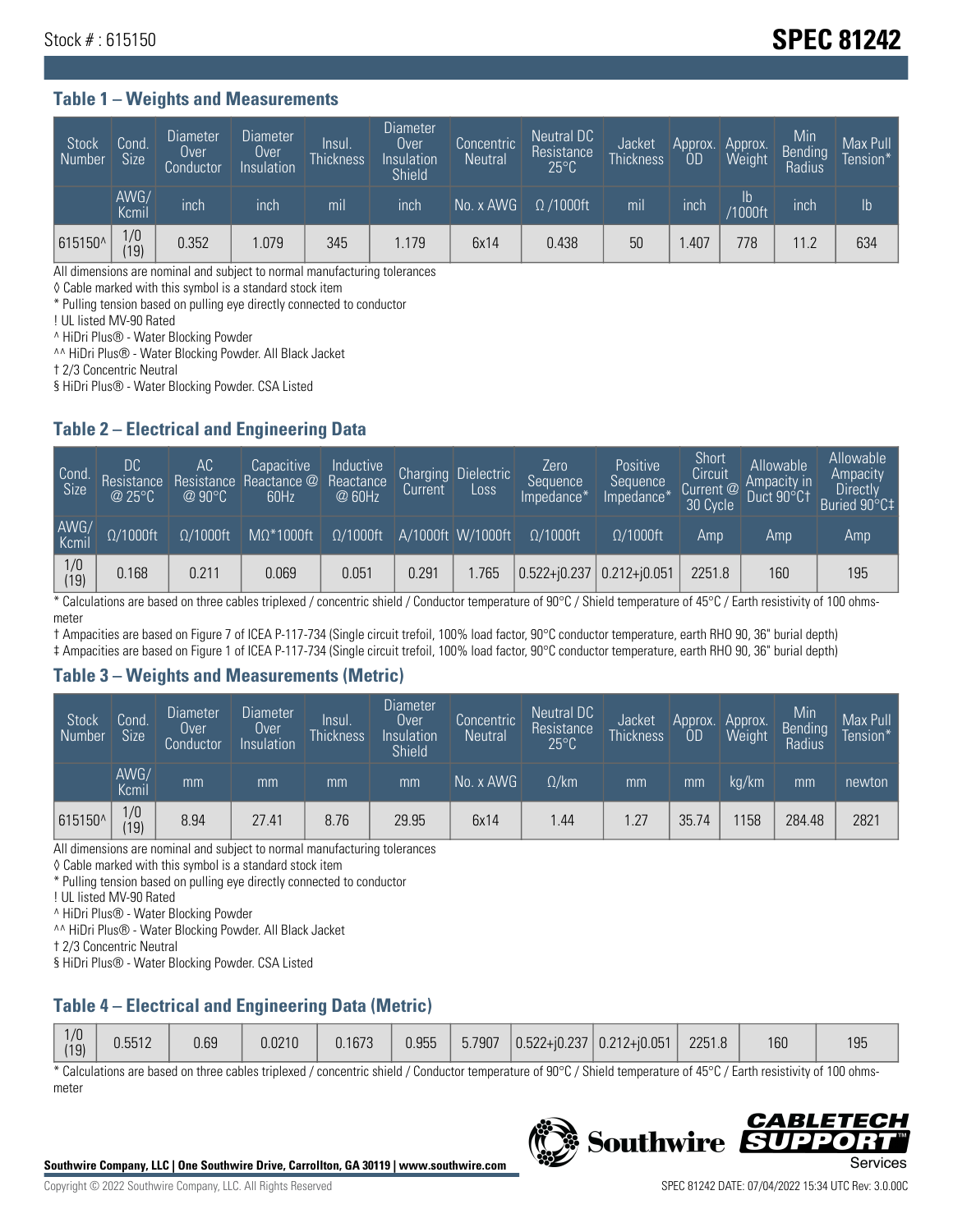Stock # : 615150

# SPEC 81242

## Table 1 – Weights and Measurements

| Stock Number | Cond. Size | Diameter Over Conductor | Diameter Over Insulation | Insul. Thickness | Diameter Over Insulation Shield | Concentric Neutral | Neutral DC Resistance 25°C | Jacket Thickness | Approx. OD | Approx. Weight | Min Bending Radius | Max Pull Tension* |
|---|---|---|---|---|---|---|---|---|---|---|---|---|
| | AWG/ Kcmil | inch | inch | mil | inch | No. x AWG | Ω /1000ft | mil | inch | lb /1000ft | inch | lb |
| 615150^ | 1/0 (19) | 0.352 | 1.079 | 345 | 1.179 | 6x14 | 0.438 | 50 | 1.407 | 778 | 11.2 | 634 |

All dimensions are nominal and subject to normal manufacturing tolerances

◊ Cable marked with this symbol is a standard stock item

* Pulling tension based on pulling eye directly connected to conductor

! UL listed MV-90 Rated

^ HiDri Plus® - Water Blocking Powder

^^ HiDri Plus® - Water Blocking Powder. All Black Jacket

† 2/3 Concentric Neutral

§ HiDri Plus® - Water Blocking Powder. CSA Listed

## Table 2 – Electrical and Engineering Data

| Cond. Size | DC Resistance @ 25°C | AC Resistance @ 90°C | Capacitive Reactance @ 60Hz | Inductive Reactance @ 60Hz | Charging Current | Dielectric Loss | Zero Sequence Impedance* | Positive Sequence Impedance* | Short Circuit Current @ 30 Cycle | Allowable Ampacity in Duct 90°C† | Allowable Ampacity Directly Buried 90°C‡ |
|---|---|---|---|---|---|---|---|---|---|---|---|
| AWG/ Kcmil | Ω/1000ft | Ω/1000ft | MΩ*1000ft | Ω/1000ft | A/1000ft | W/1000ft | Ω/1000ft | Ω/1000ft | Amp | Amp | Amp |
| 1/0 (19) | 0.168 | 0.211 | 0.069 | 0.051 | 0.291 | 1.765 | 0.522+j0.237 | 0.212+j0.051 | 2251.8 | 160 | 195 |

* Calculations are based on three cables triplexed / concentric shield / Conductor temperature of 90°C / Shield temperature of 45°C / Earth resistivity of 100 ohms-meter

† Ampacities are based on Figure 7 of ICEA P-117-734 (Single circuit trefoil, 100% load factor, 90°C conductor temperature, earth RHO 90, 36" burial depth)

‡ Ampacities are based on Figure 1 of ICEA P-117-734 (Single circuit trefoil, 100% load factor, 90°C conductor temperature, earth RHO 90, 36" burial depth)

## Table 3 – Weights and Measurements (Metric)

| Stock Number | Cond. Size | Diameter Over Conductor | Diameter Over Insulation | Insul. Thickness | Diameter Over Insulation Shield | Concentric Neutral | Neutral DC Resistance 25°C | Jacket Thickness | Approx. OD | Approx. Weight | Min Bending Radius | Max Pull Tension* |
|---|---|---|---|---|---|---|---|---|---|---|---|---|
| | AWG/ Kcmil | mm | mm | mm | mm | No. x AWG | Ω/km | mm | mm | kg/km | mm | newton |
| 615150^ | 1/0 (19) | 8.94 | 27.41 | 8.76 | 29.95 | 6x14 | 1.44 | 1.27 | 35.74 | 1158 | 284.48 | 2821 |

All dimensions are nominal and subject to normal manufacturing tolerances

◊ Cable marked with this symbol is a standard stock item

* Pulling tension based on pulling eye directly connected to conductor

! UL listed MV-90 Rated

^ HiDri Plus® - Water Blocking Powder

^^ HiDri Plus® - Water Blocking Powder. All Black Jacket

† 2/3 Concentric Neutral

§ HiDri Plus® - Water Blocking Powder. CSA Listed

## Table 4 – Electrical and Engineering Data (Metric)

| | | | | | | | | | | | |
|---|---|---|---|---|---|---|---|---|---|---|---|
| 1/0 (19) | 0.5512 | 0.69 | 0.0210 | 0.1673 | 0.955 | 5.7907 | 0.522+j0.237 | 0.212+j0.051 | 2251.8 | 160 | 195 |

* Calculations are based on three cables triplexed / concentric shield / Conductor temperature of 90°C / Shield temperature of 45°C / Earth resistivity of 100 ohms-meter

**Southwire Company, LLC | One Southwire Drive, Carrollton, GA 30119 | www.southwire.com**

Copyright © 2022 Southwire Company, LLC. All Rights Reserved

SPEC 81242 DATE: 07/04/2022 15:34 UTC Rev: 3.0.00C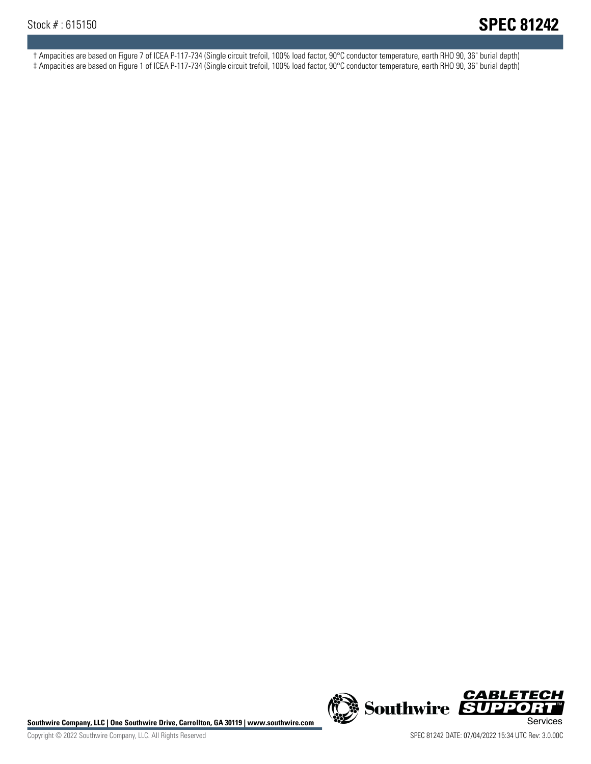† Ampacities are based on Figure 7 of ICEA P-117-734 (Single circuit trefoil, 100% load factor, 90°C conductor temperature, earth RHO 90, 36" burial depth)

‡ Ampacities are based on Figure 1 of ICEA P-117-734 (Single circuit trefoil, 100% load factor, 90°C conductor temperature, earth RHO 90, 36" burial depth)